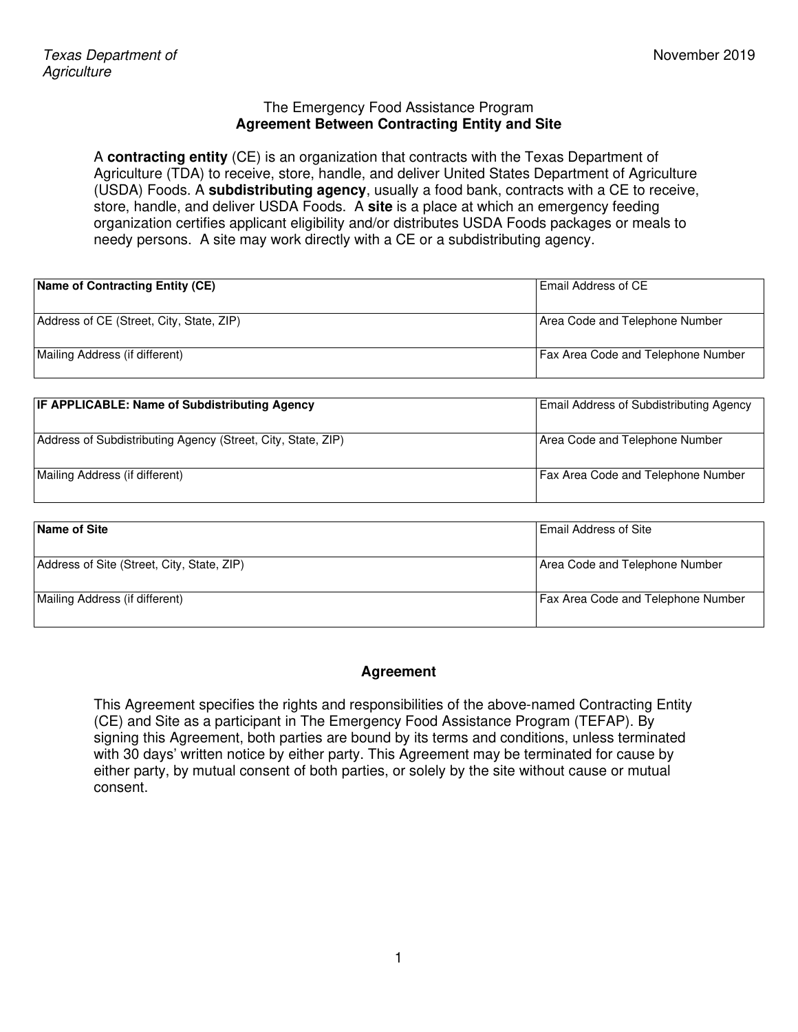Texas Department of Agriculture

November 2019

The Emergency Food Assistance Program

## Agreement Between Contracting Entity and Site

A **contracting entity** (CE) is an organization that contracts with the Texas Department of Agriculture (TDA) to receive, store, handle, and deliver United States Department of Agriculture (USDA) Foods. A **subdistributing agency**, usually a food bank, contracts with a CE to receive, store, handle, and deliver USDA Foods. A **site** is a place at which an emergency feeding organization certifies applicant eligibility and/or distributes USDA Foods packages or meals to needy persons. A site may work directly with a CE or a subdistributing agency.

| **Name of Contracting Entity (CE)** | Email Address of CE |
|---|---|
| Address of CE (Street, City, State, ZIP) | Area Code and Telephone Number |
| Mailing Address (if different) | Fax Area Code and Telephone Number |

| **IF APPLICABLE: Name of Subdistributing Agency** | Email Address of Subdistributing Agency |
|---|---|
| Address of Subdistributing Agency (Street, City, State, ZIP) | Area Code and Telephone Number |
| Mailing Address (if different) | Fax Area Code and Telephone Number |

| **Name of Site** | Email Address of Site |
|---|---|
| Address of Site (Street, City, State, ZIP) | Area Code and Telephone Number |
| Mailing Address (if different) | Fax Area Code and Telephone Number |

### Agreement

This Agreement specifies the rights and responsibilities of the above-named Contracting Entity (CE) and Site as a participant in The Emergency Food Assistance Program (TEFAP). By signing this Agreement, both parties are bound by its terms and conditions, unless terminated with 30 days' written notice by either party. This Agreement may be terminated for cause by either party, by mutual consent of both parties, or solely by the site without cause or mutual consent.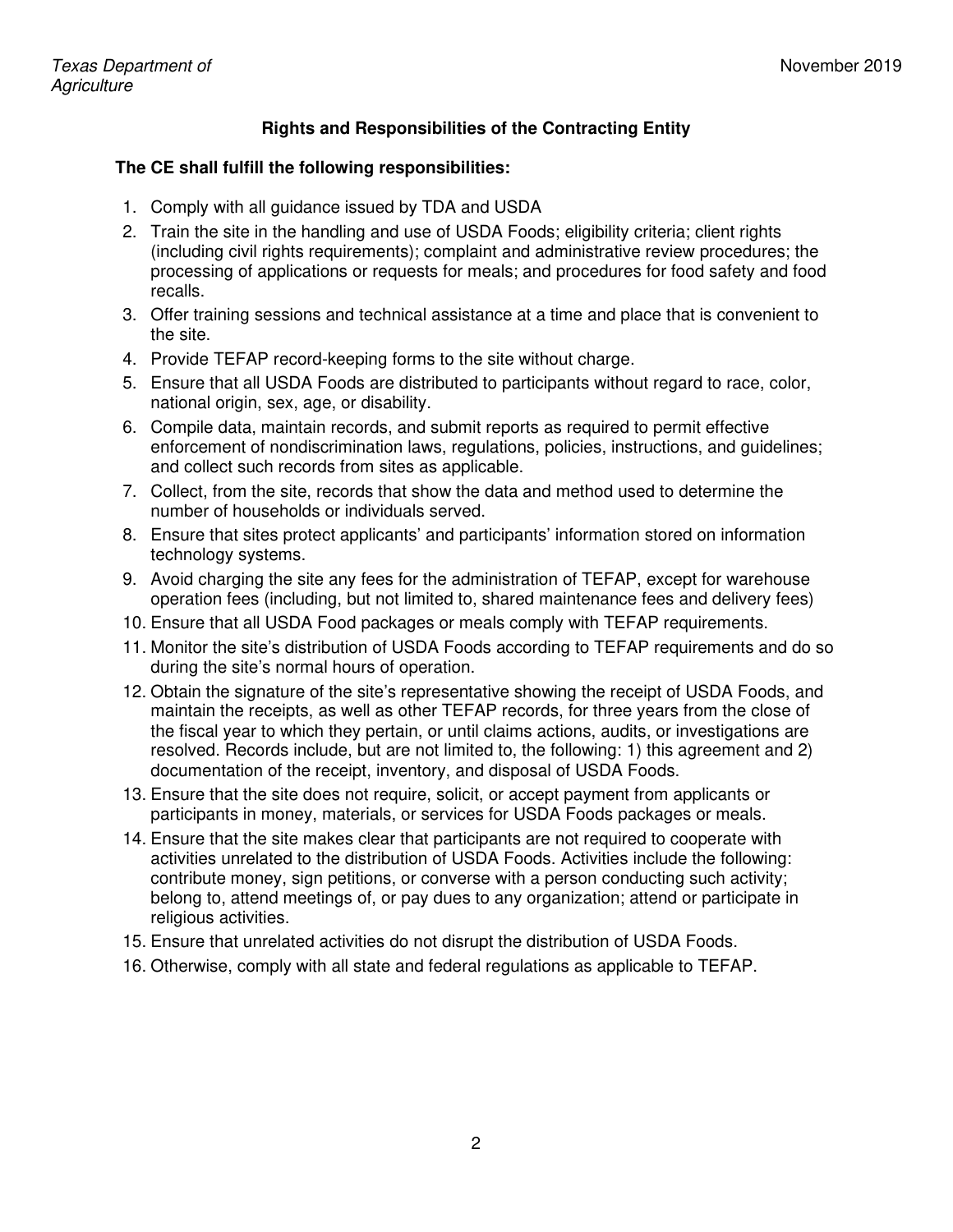## Rights and Responsibilities of the Contracting Entity

**The CE shall fulfill the following responsibilities:**

1. Comply with all guidance issued by TDA and USDA
2. Train the site in the handling and use of USDA Foods; eligibility criteria; client rights (including civil rights requirements); complaint and administrative review procedures; the processing of applications or requests for meals; and procedures for food safety and food recalls.
3. Offer training sessions and technical assistance at a time and place that is convenient to the site.
4. Provide TEFAP record-keeping forms to the site without charge.
5. Ensure that all USDA Foods are distributed to participants without regard to race, color, national origin, sex, age, or disability.
6. Compile data, maintain records, and submit reports as required to permit effective enforcement of nondiscrimination laws, regulations, policies, instructions, and guidelines; and collect such records from sites as applicable.
7. Collect, from the site, records that show the data and method used to determine the number of households or individuals served.
8. Ensure that sites protect applicants' and participants' information stored on information technology systems.
9. Avoid charging the site any fees for the administration of TEFAP, except for warehouse operation fees (including, but not limited to, shared maintenance fees and delivery fees)
10. Ensure that all USDA Food packages or meals comply with TEFAP requirements.
11. Monitor the site's distribution of USDA Foods according to TEFAP requirements and do so during the site's normal hours of operation.
12. Obtain the signature of the site's representative showing the receipt of USDA Foods, and maintain the receipts, as well as other TEFAP records, for three years from the close of the fiscal year to which they pertain, or until claims actions, audits, or investigations are resolved. Records include, but are not limited to, the following: 1) this agreement and 2) documentation of the receipt, inventory, and disposal of USDA Foods.
13. Ensure that the site does not require, solicit, or accept payment from applicants or participants in money, materials, or services for USDA Foods packages or meals.
14. Ensure that the site makes clear that participants are not required to cooperate with activities unrelated to the distribution of USDA Foods. Activities include the following: contribute money, sign petitions, or converse with a person conducting such activity; belong to, attend meetings of, or pay dues to any organization; attend or participate in religious activities.
15. Ensure that unrelated activities do not disrupt the distribution of USDA Foods.
16. Otherwise, comply with all state and federal regulations as applicable to TEFAP.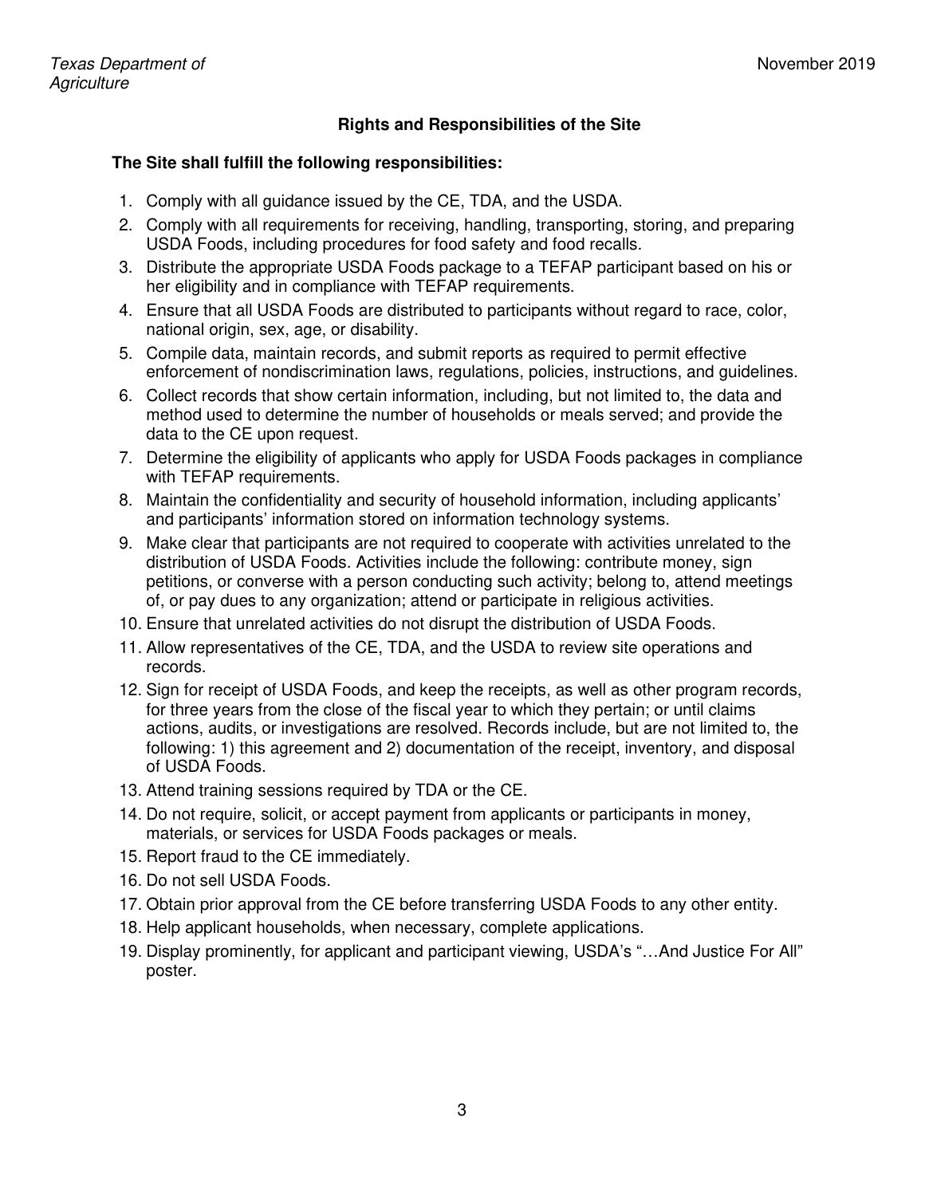## Rights and Responsibilities of the Site

**The Site shall fulfill the following responsibilities:**

1. Comply with all guidance issued by the CE, TDA, and the USDA.
2. Comply with all requirements for receiving, handling, transporting, storing, and preparing USDA Foods, including procedures for food safety and food recalls.
3. Distribute the appropriate USDA Foods package to a TEFAP participant based on his or her eligibility and in compliance with TEFAP requirements.
4. Ensure that all USDA Foods are distributed to participants without regard to race, color, national origin, sex, age, or disability.
5. Compile data, maintain records, and submit reports as required to permit effective enforcement of nondiscrimination laws, regulations, policies, instructions, and guidelines.
6. Collect records that show certain information, including, but not limited to, the data and method used to determine the number of households or meals served; and provide the data to the CE upon request.
7. Determine the eligibility of applicants who apply for USDA Foods packages in compliance with TEFAP requirements.
8. Maintain the confidentiality and security of household information, including applicants' and participants' information stored on information technology systems.
9. Make clear that participants are not required to cooperate with activities unrelated to the distribution of USDA Foods. Activities include the following: contribute money, sign petitions, or converse with a person conducting such activity; belong to, attend meetings of, or pay dues to any organization; attend or participate in religious activities.
10. Ensure that unrelated activities do not disrupt the distribution of USDA Foods.
11. Allow representatives of the CE, TDA, and the USDA to review site operations and records.
12. Sign for receipt of USDA Foods, and keep the receipts, as well as other program records, for three years from the close of the fiscal year to which they pertain; or until claims actions, audits, or investigations are resolved. Records include, but are not limited to, the following: 1) this agreement and 2) documentation of the receipt, inventory, and disposal of USDA Foods.
13. Attend training sessions required by TDA or the CE.
14. Do not require, solicit, or accept payment from applicants or participants in money, materials, or services for USDA Foods packages or meals.
15. Report fraud to the CE immediately.
16. Do not sell USDA Foods.
17. Obtain prior approval from the CE before transferring USDA Foods to any other entity.
18. Help applicant households, when necessary, complete applications.
19. Display prominently, for applicant and participant viewing, USDA's "…And Justice For All" poster.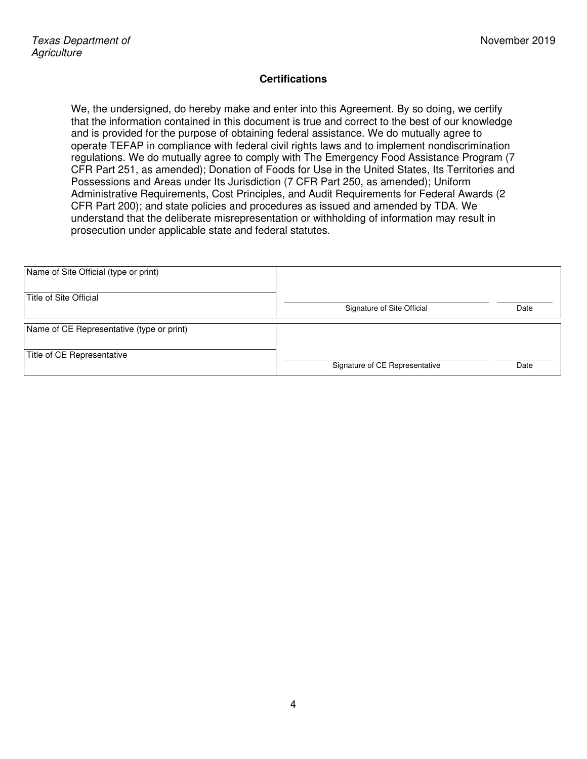## Certifications

We, the undersigned, do hereby make and enter into this Agreement. By so doing, we certify that the information contained in this document is true and correct to the best of our knowledge and is provided for the purpose of obtaining federal assistance. We do mutually agree to operate TEFAP in compliance with federal civil rights laws and to implement nondiscrimination regulations. We do mutually agree to comply with The Emergency Food Assistance Program (7 CFR Part 251, as amended); Donation of Foods for Use in the United States, Its Territories and Possessions and Areas under Its Jurisdiction (7 CFR Part 250, as amended); Uniform Administrative Requirements, Cost Principles, and Audit Requirements for Federal Awards (2 CFR Part 200); and state policies and procedures as issued and amended by TDA. We understand that the deliberate misrepresentation or withholding of information may result in prosecution under applicable state and federal statutes.

| | | |
|---|---|---|
| Name of Site Official (type or print) | | |
| Title of Site Official | Signature of Site Official | Date |

| | | |
|---|---|---|
| Name of CE Representative (type or print) | | |
| Title of CE Representative | Signature of CE Representative | Date |